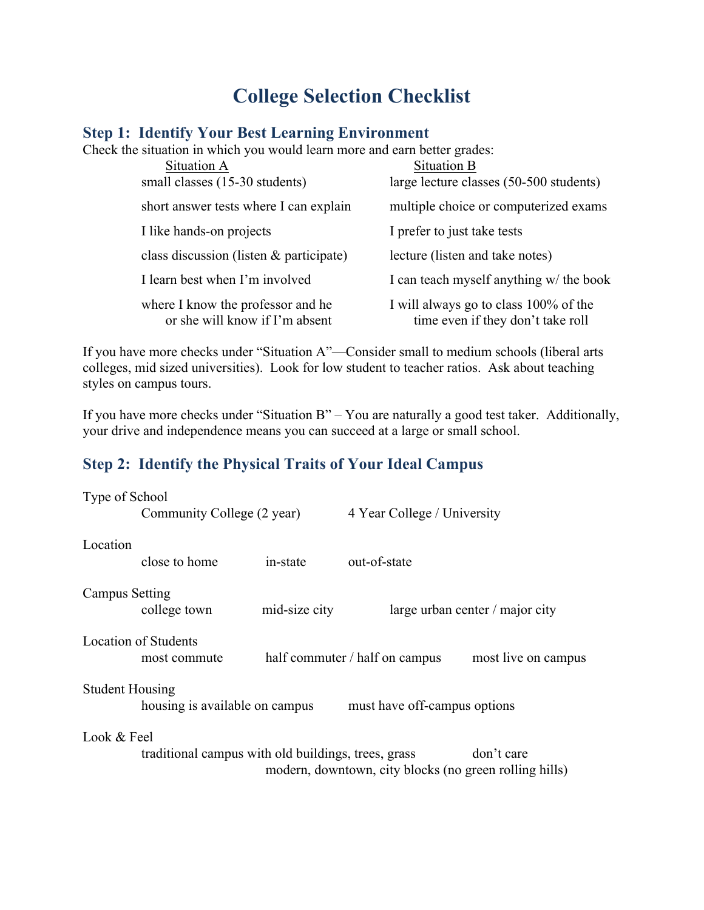# College Selection Checklist

## Step 1: Identify Your Best Learning Environment

Check the situation in which you would learn more and earn better grades:

| Situation A | Situation B |
| --- | --- |
| small classes (15-30 students) | large lecture classes (50-500 students) |
| short answer tests where I can explain | multiple choice or computerized exams |
| I like hands-on projects | I prefer to just take tests |
| class discussion (listen & participate) | lecture (listen and take notes) |
| I learn best when I'm involved | I can teach myself anything w/ the book |
| where I know the professor and he or she will know if I'm absent | I will always go to class 100% of the time even if they don't take roll |

If you have more checks under "Situation A"—Consider small to medium schools (liberal arts colleges, mid sized universities). Look for low student to teacher ratios. Ask about teaching styles on campus tours.

If you have more checks under "Situation B" – You are naturally a good test taker. Additionally, your drive and independence means you can succeed at a large or small school.

## Step 2: Identify the Physical Traits of Your Ideal Campus

Type of School

- Community College (2 year)
- 4 Year College / University

Location

- close to home
- in-state
- out-of-state

Campus Setting

- college town
- mid-size city
- large urban center / major city

Location of Students

- most commute
- half commuter / half on campus
- most live on campus

Student Housing

- housing is available on campus
- must have off-campus options

Look & Feel

- traditional campus with old buildings, trees, grass
- modern, downtown, city blocks (no green rolling hills)
- don't care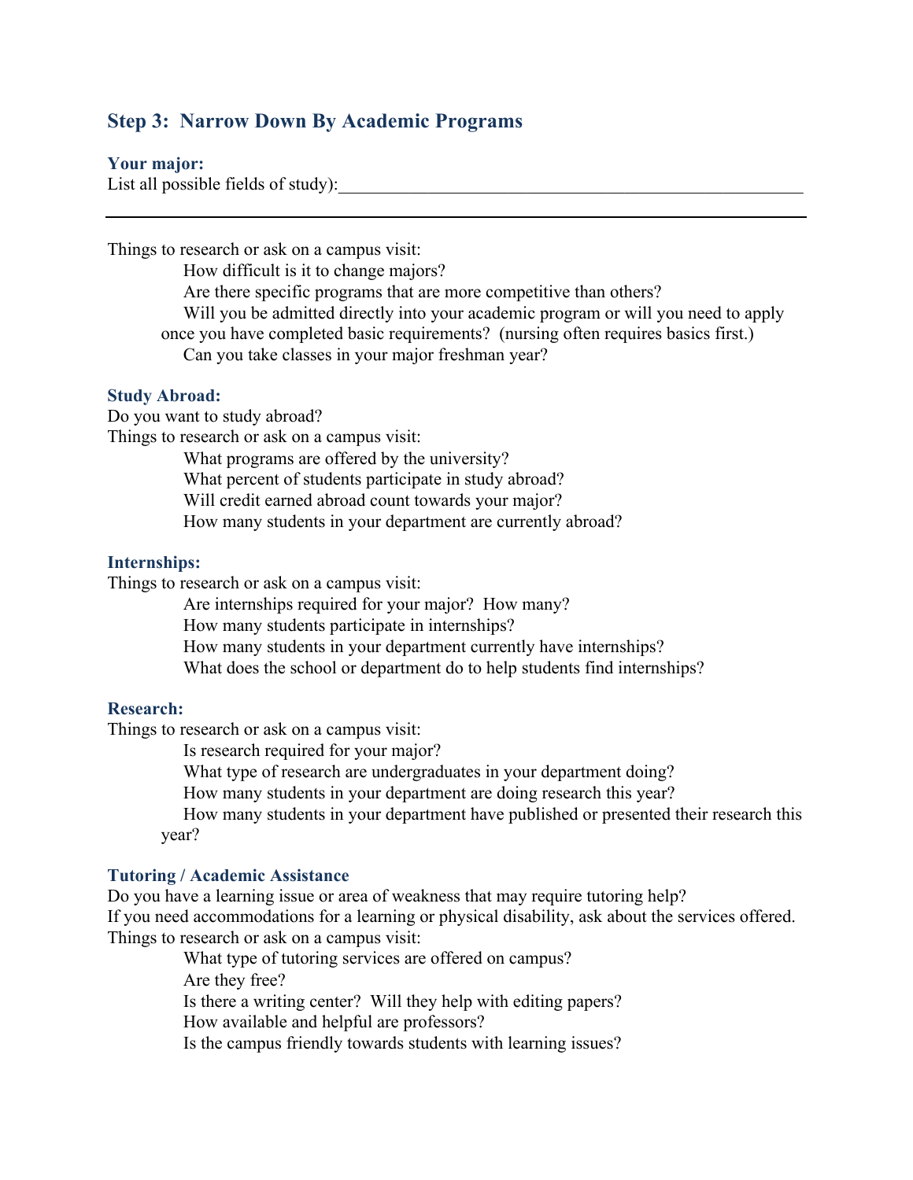## Step 3: Narrow Down By Academic Programs

### Your major:

List all possible fields of study):________________________________________________________

---

Things to research or ask on a campus visit:

- How difficult is it to change majors?
- Are there specific programs that are more competitive than others?
- Will you be admitted directly into your academic program or will you need to apply once you have completed basic requirements? (nursing often requires basics first.)
- Can you take classes in your major freshman year?

### Study Abroad:

Do you want to study abroad?

Things to research or ask on a campus visit:

- What programs are offered by the university?
- What percent of students participate in study abroad?
- Will credit earned abroad count towards your major?
- How many students in your department are currently abroad?

### Internships:

Things to research or ask on a campus visit:

- Are internships required for your major? How many?
- How many students participate in internships?
- How many students in your department currently have internships?
- What does the school or department do to help students find internships?

### Research:

Things to research or ask on a campus visit:

- Is research required for your major?
- What type of research are undergraduates in your department doing?
- How many students in your department are doing research this year?
- How many students in your department have published or presented their research this year?

### Tutoring / Academic Assistance

Do you have a learning issue or area of weakness that may require tutoring help?

If you need accommodations for a learning or physical disability, ask about the services offered.

Things to research or ask on a campus visit:

- What type of tutoring services are offered on campus?
- Are they free?
- Is there a writing center? Will they help with editing papers?
- How available and helpful are professors?
- Is the campus friendly towards students with learning issues?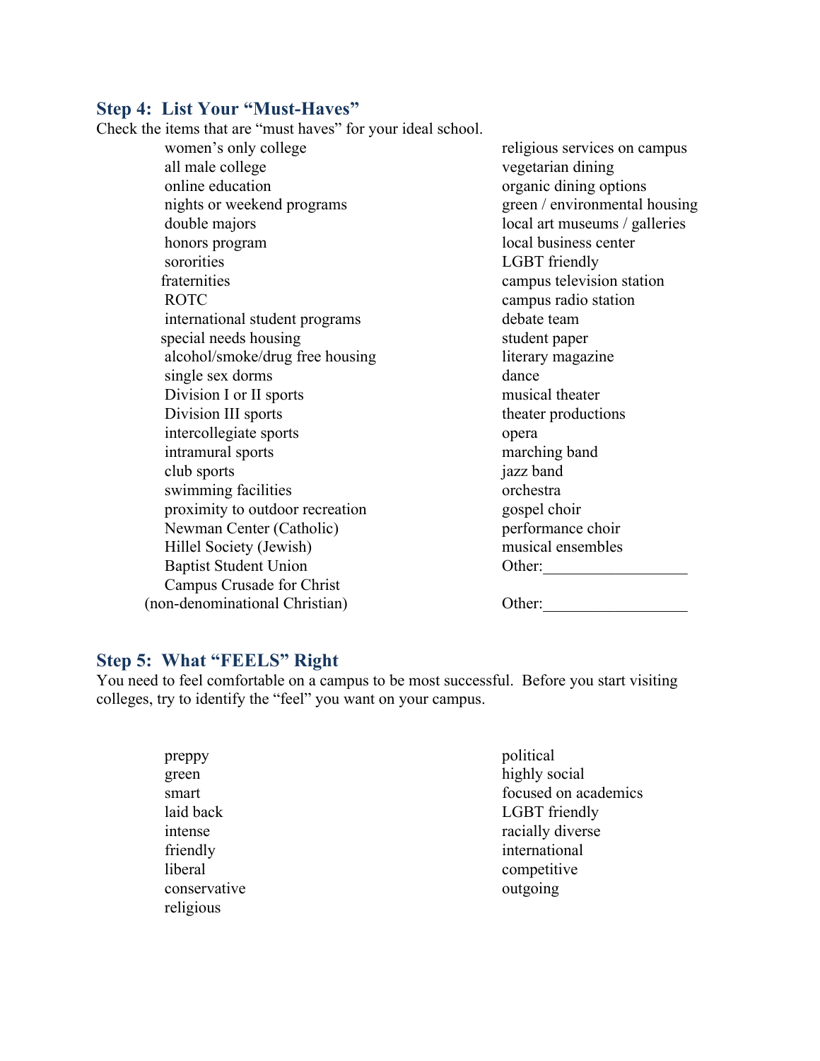## Step 4: List Your "Must-Haves"

Check the items that are "must haves" for your ideal school.

- women's only college
- all male college
- online education
- nights or weekend programs
- double majors
- honors program
- sororities
- fraternities
- ROTC
- international student programs
- special needs housing
- alcohol/smoke/drug free housing
- single sex dorms
- Division I or II sports
- Division III sports
- intercollegiate sports
- intramural sports
- club sports
- swimming facilities
- proximity to outdoor recreation
- Newman Center (Catholic)
- Hillel Society (Jewish)
- Baptist Student Union
- Campus Crusade for Christ (non-denominational Christian)
- religious services on campus
- vegetarian dining
- organic dining options
- green / environmental housing
- local art museums / galleries
- local business center
- LGBT friendly
- campus television station
- campus radio station
- debate team
- student paper
- literary magazine
- dance
- musical theater
- theater productions
- opera
- marching band
- jazz band
- orchestra
- gospel choir
- performance choir
- musical ensembles
- Other:__________________
- Other:__________________

## Step 5: What "FEELS" Right

You need to feel comfortable on a campus to be most successful. Before you start visiting colleges, try to identify the "feel" you want on your campus.

- preppy
- green
- smart
- laid back
- intense
- friendly
- liberal
- conservative
- religious
- political
- highly social
- focused on academics
- LGBT friendly
- racially diverse
- international
- competitive
- outgoing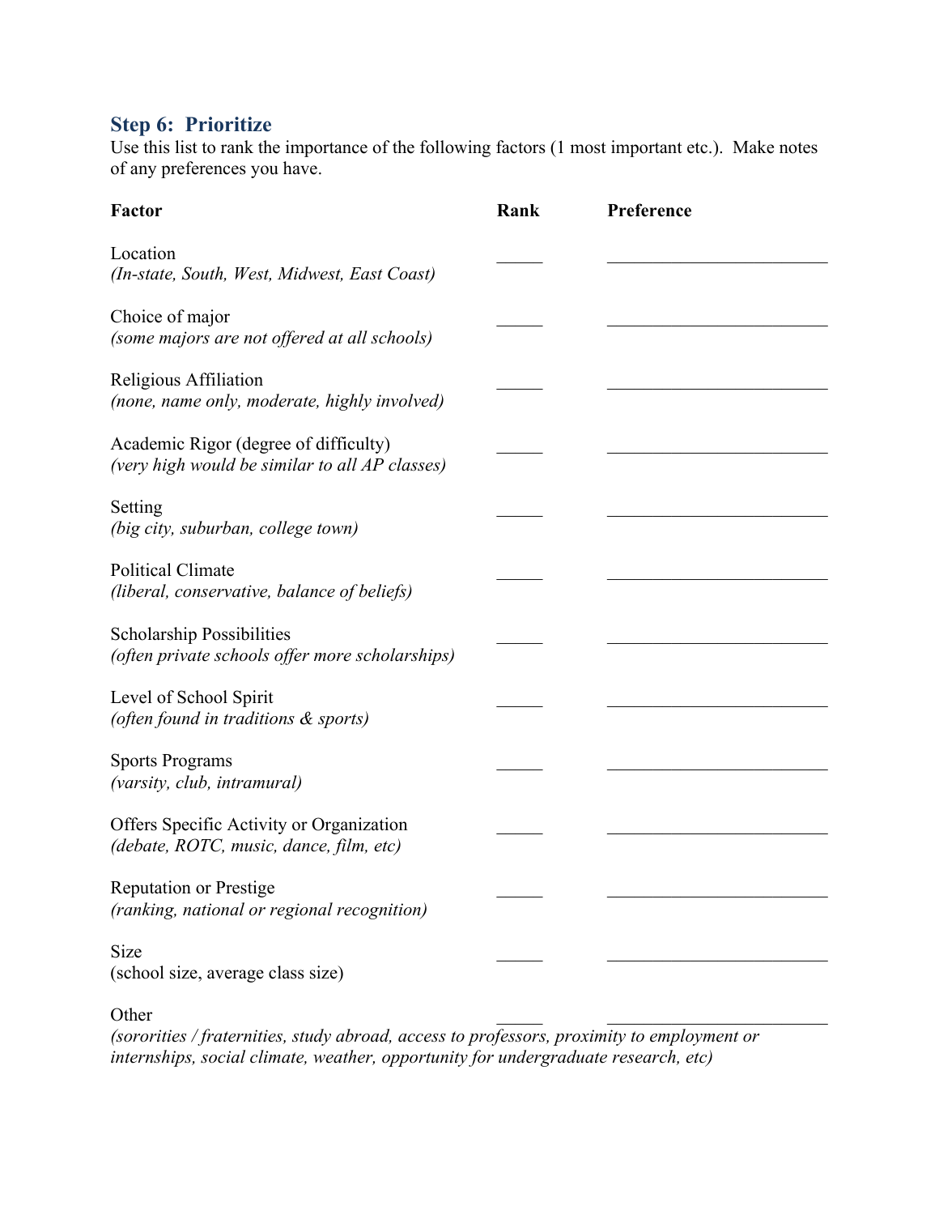### Step 6: Prioritize

Use this list to rank the importance of the following factors (1 most important etc.). Make notes of any preferences you have.

| Factor | Rank | Preference |
|---|---|---|
| Location<br>*(In-state, South, West, Midwest, East Coast)* | _____ | ________________________ |
| Choice of major<br>*(some majors are not offered at all schools)* | _____ | ________________________ |
| Religious Affiliation<br>*(none, name only, moderate, highly involved)* | _____ | ________________________ |
| Academic Rigor (degree of difficulty)<br>*(very high would be similar to all AP classes)* | _____ | ________________________ |
| Setting<br>*(big city, suburban, college town)* | _____ | ________________________ |
| Political Climate<br>*(liberal, conservative, balance of beliefs)* | _____ | ________________________ |
| Scholarship Possibilities<br>*(often private schools offer more scholarships)* | _____ | ________________________ |
| Level of School Spirit<br>*(often found in traditions & sports)* | _____ | ________________________ |
| Sports Programs<br>*(varsity, club, intramural)* | _____ | ________________________ |
| Offers Specific Activity or Organization<br>*(debate, ROTC, music, dance, film, etc)* | _____ | ________________________ |
| Reputation or Prestige<br>*(ranking, national or regional recognition)* | _____ | ________________________ |
| Size<br>(school size, average class size) | _____ | ________________________ |
| Other<br>*(sororities / fraternities, study abroad, access to professors, proximity to employment or internships, social climate, weather, opportunity for undergraduate research, etc)* | _____ | ________________________ |